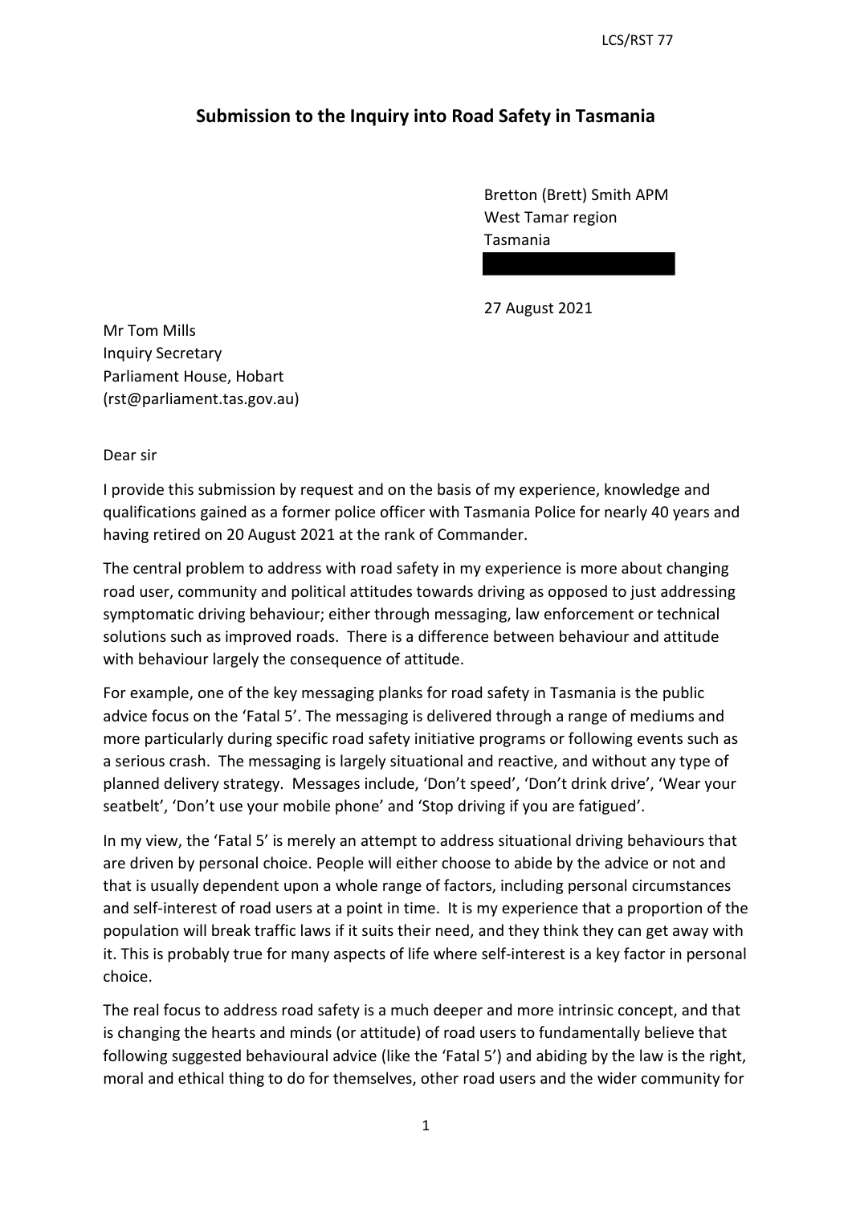LCS/RST 77

# Submission to the Inquiry into Road Safety in Tasmania

Bretton (Brett) Smith APM
West Tamar region
Tasmania

27 August 2021

Mr Tom Mills
Inquiry Secretary
Parliament House, Hobart
(rst@parliament.tas.gov.au)

Dear sir

I provide this submission by request and on the basis of my experience, knowledge and qualifications gained as a former police officer with Tasmania Police for nearly 40 years and having retired on 20 August 2021 at the rank of Commander.

The central problem to address with road safety in my experience is more about changing road user, community and political attitudes towards driving as opposed to just addressing symptomatic driving behaviour; either through messaging, law enforcement or technical solutions such as improved roads. There is a difference between behaviour and attitude with behaviour largely the consequence of attitude.

For example, one of the key messaging planks for road safety in Tasmania is the public advice focus on the 'Fatal 5'. The messaging is delivered through a range of mediums and more particularly during specific road safety initiative programs or following events such as a serious crash. The messaging is largely situational and reactive, and without any type of planned delivery strategy. Messages include, 'Don't speed', 'Don't drink drive', 'Wear your seatbelt', 'Don't use your mobile phone' and 'Stop driving if you are fatigued'.

In my view, the 'Fatal 5' is merely an attempt to address situational driving behaviours that are driven by personal choice. People will either choose to abide by the advice or not and that is usually dependent upon a whole range of factors, including personal circumstances and self-interest of road users at a point in time. It is my experience that a proportion of the population will break traffic laws if it suits their need, and they think they can get away with it. This is probably true for many aspects of life where self-interest is a key factor in personal choice.

The real focus to address road safety is a much deeper and more intrinsic concept, and that is changing the hearts and minds (or attitude) of road users to fundamentally believe that following suggested behavioural advice (like the 'Fatal 5') and abiding by the law is the right, moral and ethical thing to do for themselves, other road users and the wider community for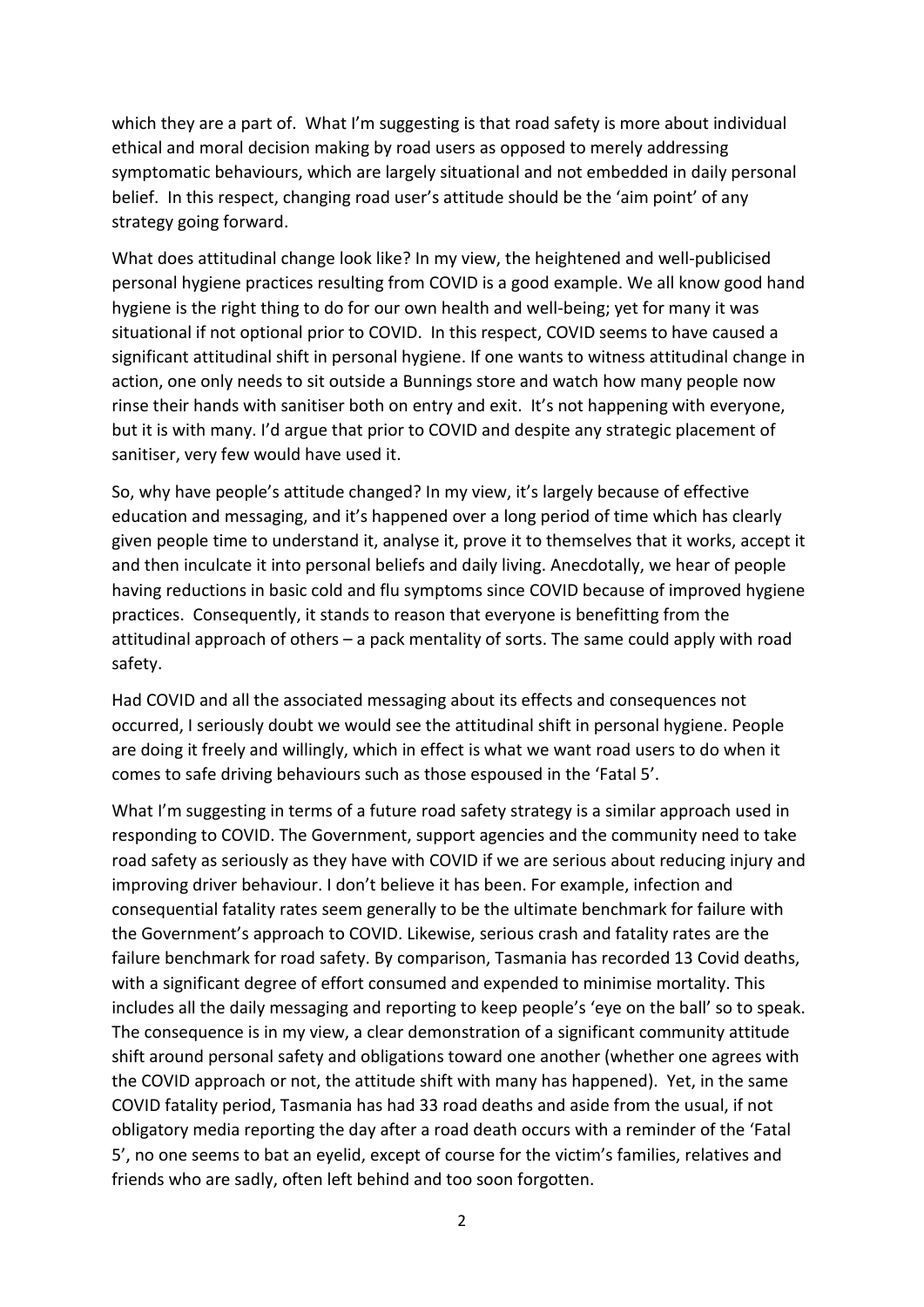which they are a part of. What I'm suggesting is that road safety is more about individual ethical and moral decision making by road users as opposed to merely addressing symptomatic behaviours, which are largely situational and not embedded in daily personal belief. In this respect, changing road user's attitude should be the 'aim point' of any strategy going forward.

What does attitudinal change look like? In my view, the heightened and well-publicised personal hygiene practices resulting from COVID is a good example. We all know good hand hygiene is the right thing to do for our own health and well-being; yet for many it was situational if not optional prior to COVID. In this respect, COVID seems to have caused a significant attitudinal shift in personal hygiene. If one wants to witness attitudinal change in action, one only needs to sit outside a Bunnings store and watch how many people now rinse their hands with sanitiser both on entry and exit. It's not happening with everyone, but it is with many. I'd argue that prior to COVID and despite any strategic placement of sanitiser, very few would have used it.

So, why have people's attitude changed? In my view, it's largely because of effective education and messaging, and it's happened over a long period of time which has clearly given people time to understand it, analyse it, prove it to themselves that it works, accept it and then inculcate it into personal beliefs and daily living. Anecdotally, we hear of people having reductions in basic cold and flu symptoms since COVID because of improved hygiene practices. Consequently, it stands to reason that everyone is benefitting from the attitudinal approach of others – a pack mentality of sorts. The same could apply with road safety.

Had COVID and all the associated messaging about its effects and consequences not occurred, I seriously doubt we would see the attitudinal shift in personal hygiene. People are doing it freely and willingly, which in effect is what we want road users to do when it comes to safe driving behaviours such as those espoused in the 'Fatal 5'.

What I'm suggesting in terms of a future road safety strategy is a similar approach used in responding to COVID. The Government, support agencies and the community need to take road safety as seriously as they have with COVID if we are serious about reducing injury and improving driver behaviour. I don't believe it has been. For example, infection and consequential fatality rates seem generally to be the ultimate benchmark for failure with the Government's approach to COVID. Likewise, serious crash and fatality rates are the failure benchmark for road safety. By comparison, Tasmania has recorded 13 Covid deaths, with a significant degree of effort consumed and expended to minimise mortality. This includes all the daily messaging and reporting to keep people's 'eye on the ball' so to speak. The consequence is in my view, a clear demonstration of a significant community attitude shift around personal safety and obligations toward one another (whether one agrees with the COVID approach or not, the attitude shift with many has happened). Yet, in the same COVID fatality period, Tasmania has had 33 road deaths and aside from the usual, if not obligatory media reporting the day after a road death occurs with a reminder of the 'Fatal 5', no one seems to bat an eyelid, except of course for the victim's families, relatives and friends who are sadly, often left behind and too soon forgotten.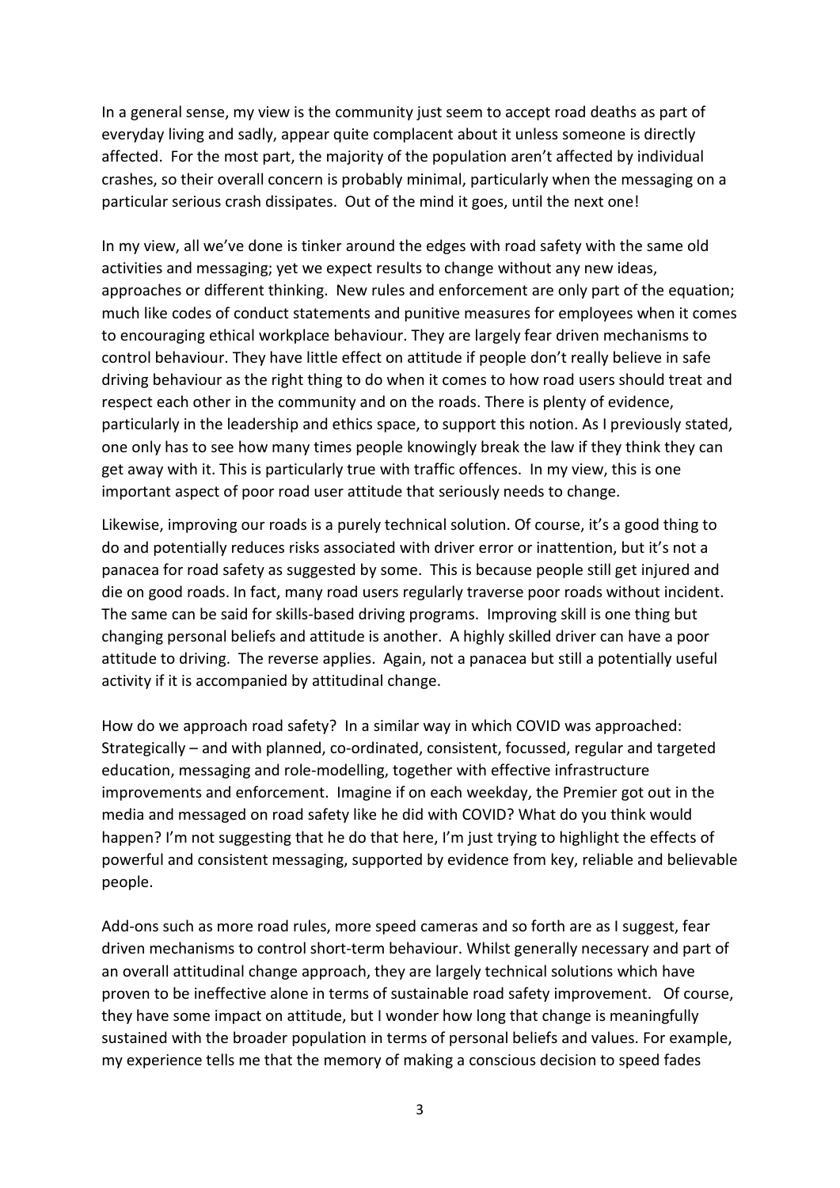In a general sense, my view is the community just seem to accept road deaths as part of everyday living and sadly, appear quite complacent about it unless someone is directly affected. For the most part, the majority of the population aren't affected by individual crashes, so their overall concern is probably minimal, particularly when the messaging on a particular serious crash dissipates. Out of the mind it goes, until the next one!

In my view, all we've done is tinker around the edges with road safety with the same old activities and messaging; yet we expect results to change without any new ideas, approaches or different thinking. New rules and enforcement are only part of the equation; much like codes of conduct statements and punitive measures for employees when it comes to encouraging ethical workplace behaviour. They are largely fear driven mechanisms to control behaviour. They have little effect on attitude if people don't really believe in safe driving behaviour as the right thing to do when it comes to how road users should treat and respect each other in the community and on the roads. There is plenty of evidence, particularly in the leadership and ethics space, to support this notion. As I previously stated, one only has to see how many times people knowingly break the law if they think they can get away with it. This is particularly true with traffic offences. In my view, this is one important aspect of poor road user attitude that seriously needs to change.

Likewise, improving our roads is a purely technical solution. Of course, it's a good thing to do and potentially reduces risks associated with driver error or inattention, but it's not a panacea for road safety as suggested by some. This is because people still get injured and die on good roads. In fact, many road users regularly traverse poor roads without incident. The same can be said for skills-based driving programs. Improving skill is one thing but changing personal beliefs and attitude is another. A highly skilled driver can have a poor attitude to driving. The reverse applies. Again, not a panacea but still a potentially useful activity if it is accompanied by attitudinal change.

How do we approach road safety? In a similar way in which COVID was approached: Strategically – and with planned, co-ordinated, consistent, focussed, regular and targeted education, messaging and role-modelling, together with effective infrastructure improvements and enforcement. Imagine if on each weekday, the Premier got out in the media and messaged on road safety like he did with COVID? What do you think would happen? I'm not suggesting that he do that here, I'm just trying to highlight the effects of powerful and consistent messaging, supported by evidence from key, reliable and believable people.

Add-ons such as more road rules, more speed cameras and so forth are as I suggest, fear driven mechanisms to control short-term behaviour. Whilst generally necessary and part of an overall attitudinal change approach, they are largely technical solutions which have proven to be ineffective alone in terms of sustainable road safety improvement. Of course, they have some impact on attitude, but I wonder how long that change is meaningfully sustained with the broader population in terms of personal beliefs and values. For example, my experience tells me that the memory of making a conscious decision to speed fades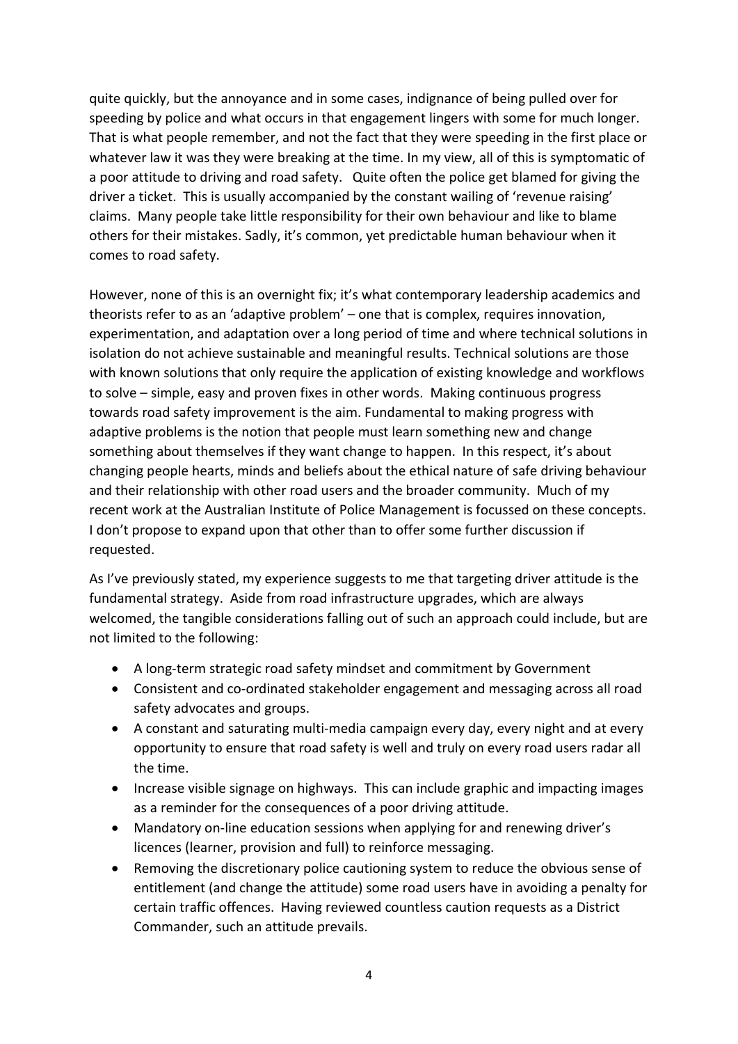quite quickly, but the annoyance and in some cases, indignance of being pulled over for speeding by police and what occurs in that engagement lingers with some for much longer. That is what people remember, and not the fact that they were speeding in the first place or whatever law it was they were breaking at the time. In my view, all of this is symptomatic of a poor attitude to driving and road safety. Quite often the police get blamed for giving the driver a ticket. This is usually accompanied by the constant wailing of 'revenue raising' claims. Many people take little responsibility for their own behaviour and like to blame others for their mistakes. Sadly, it's common, yet predictable human behaviour when it comes to road safety.

However, none of this is an overnight fix; it's what contemporary leadership academics and theorists refer to as an 'adaptive problem' – one that is complex, requires innovation, experimentation, and adaptation over a long period of time and where technical solutions in isolation do not achieve sustainable and meaningful results. Technical solutions are those with known solutions that only require the application of existing knowledge and workflows to solve – simple, easy and proven fixes in other words. Making continuous progress towards road safety improvement is the aim. Fundamental to making progress with adaptive problems is the notion that people must learn something new and change something about themselves if they want change to happen. In this respect, it's about changing people hearts, minds and beliefs about the ethical nature of safe driving behaviour and their relationship with other road users and the broader community. Much of my recent work at the Australian Institute of Police Management is focussed on these concepts. I don't propose to expand upon that other than to offer some further discussion if requested.

As I've previously stated, my experience suggests to me that targeting driver attitude is the fundamental strategy. Aside from road infrastructure upgrades, which are always welcomed, the tangible considerations falling out of such an approach could include, but are not limited to the following:

- A long-term strategic road safety mindset and commitment by Government
- Consistent and co-ordinated stakeholder engagement and messaging across all road safety advocates and groups.
- A constant and saturating multi-media campaign every day, every night and at every opportunity to ensure that road safety is well and truly on every road users radar all the time.
- Increase visible signage on highways. This can include graphic and impacting images as a reminder for the consequences of a poor driving attitude.
- Mandatory on-line education sessions when applying for and renewing driver's licences (learner, provision and full) to reinforce messaging.
- Removing the discretionary police cautioning system to reduce the obvious sense of entitlement (and change the attitude) some road users have in avoiding a penalty for certain traffic offences. Having reviewed countless caution requests as a District Commander, such an attitude prevails.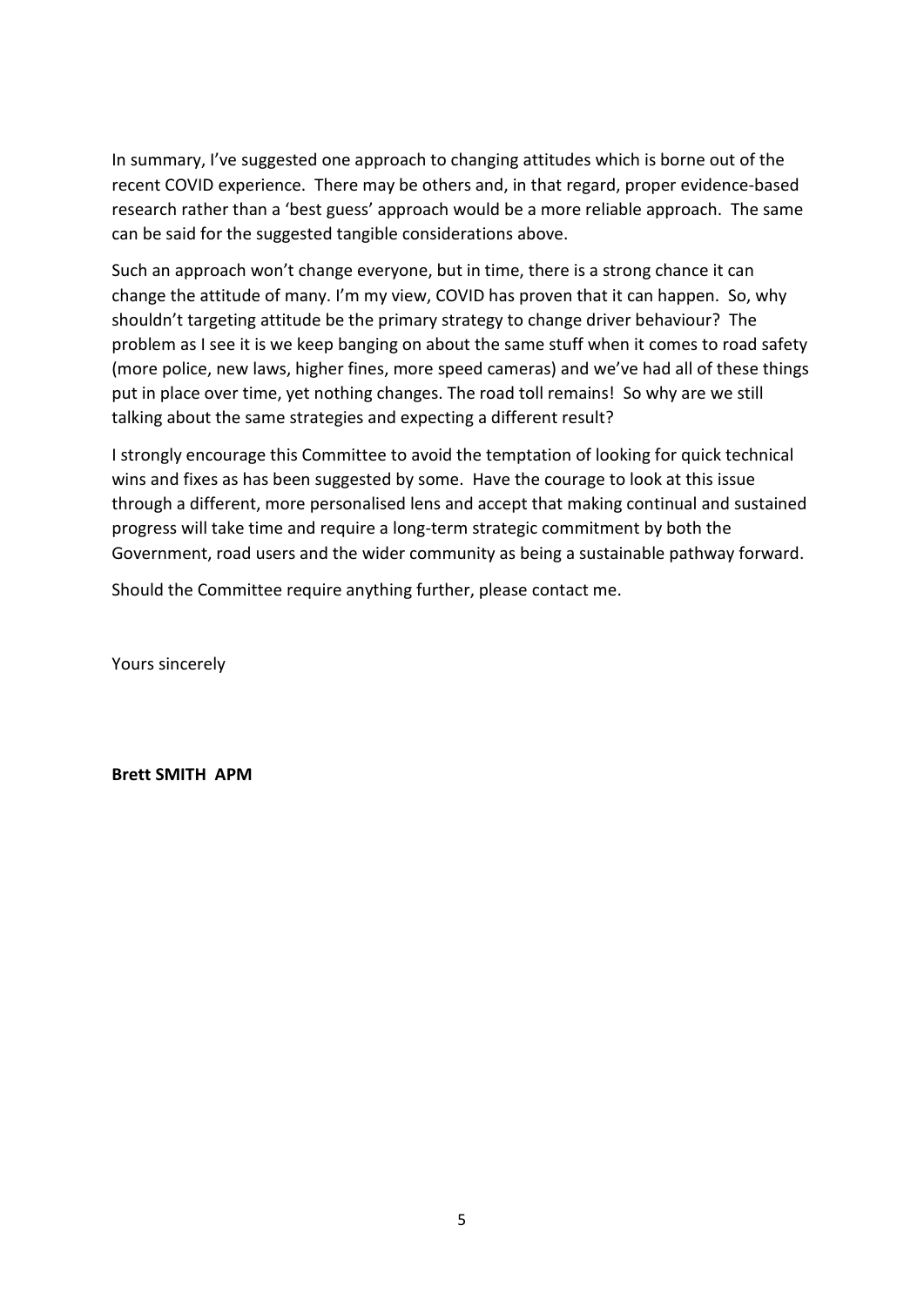In summary, I've suggested one approach to changing attitudes which is borne out of the recent COVID experience. There may be others and, in that regard, proper evidence-based research rather than a 'best guess' approach would be a more reliable approach. The same can be said for the suggested tangible considerations above.

Such an approach won't change everyone, but in time, there is a strong chance it can change the attitude of many. I'm my view, COVID has proven that it can happen. So, why shouldn't targeting attitude be the primary strategy to change driver behaviour? The problem as I see it is we keep banging on about the same stuff when it comes to road safety (more police, new laws, higher fines, more speed cameras) and we've had all of these things put in place over time, yet nothing changes. The road toll remains! So why are we still talking about the same strategies and expecting a different result?

I strongly encourage this Committee to avoid the temptation of looking for quick technical wins and fixes as has been suggested by some. Have the courage to look at this issue through a different, more personalised lens and accept that making continual and sustained progress will take time and require a long-term strategic commitment by both the Government, road users and the wider community as being a sustainable pathway forward.

Should the Committee require anything further, please contact me.

Yours sincerely

**Brett SMITH APM**